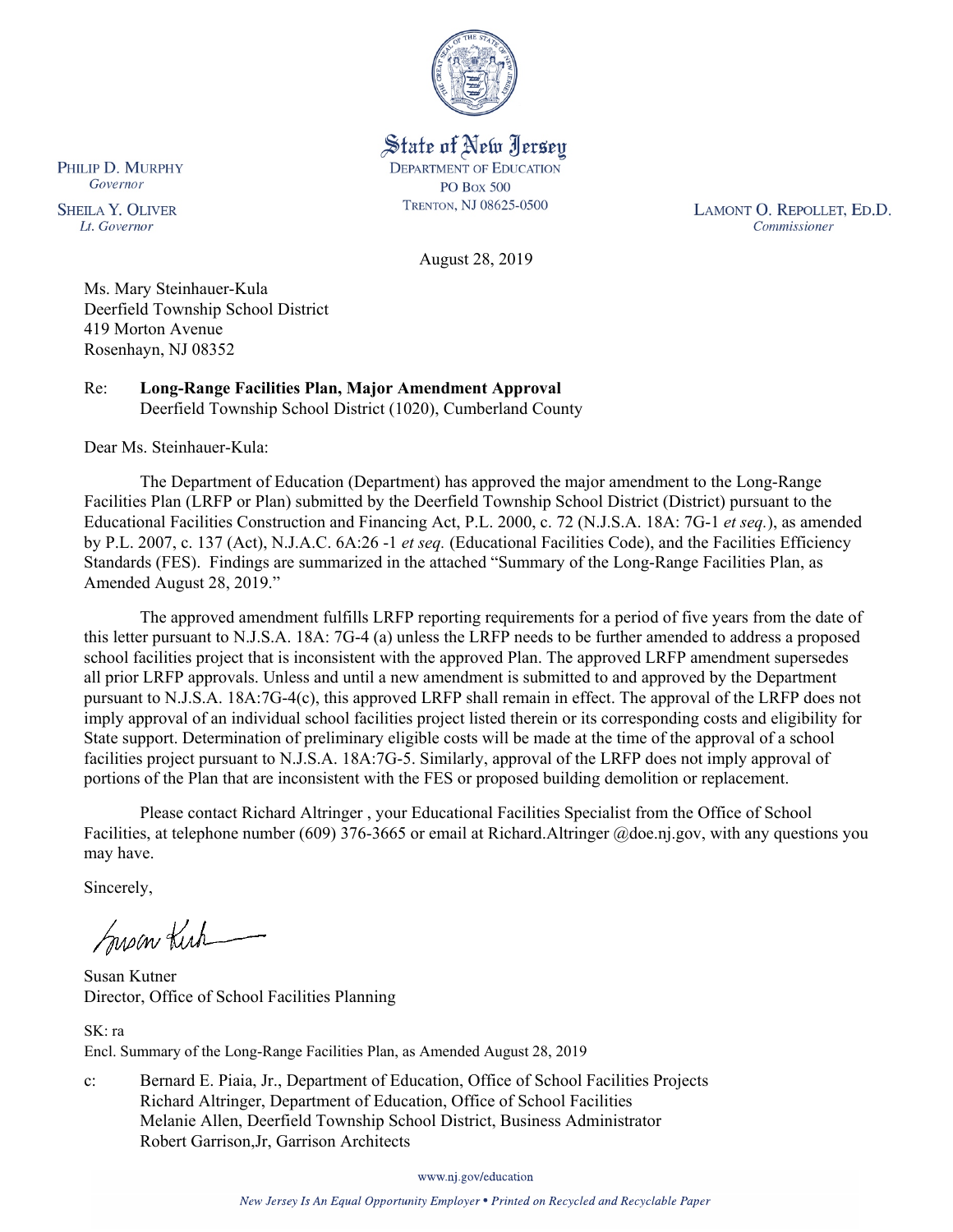State of New Jersey
DEPARTMENT OF EDUCATION
PO BOX 500
TRENTON, NJ 08625-0500

PHILIP D. MURPHY
*Governor*

SHEILA Y. OLIVER
*Lt. Governor*

LAMONT O. REPOLLET, ED.D.
*Commissioner*

August 28, 2019

Ms. Mary Steinhauer-Kula
Deerfield Township School District
419 Morton Avenue
Rosenhayn, NJ 08352

Re: **Long-Range Facilities Plan, Major Amendment Approval**
Deerfield Township School District (1020), Cumberland County

Dear Ms. Steinhauer-Kula:

The Department of Education (Department) has approved the major amendment to the Long-Range Facilities Plan (LRFP or Plan) submitted by the Deerfield Township School District (District) pursuant to the Educational Facilities Construction and Financing Act, P.L. 2000, c. 72 (N.J.S.A. 18A: 7G-1 *et seq.*), as amended by P.L. 2007, c. 137 (Act), N.J.A.C. 6A:26 -1 *et seq.* (Educational Facilities Code), and the Facilities Efficiency Standards (FES). Findings are summarized in the attached "Summary of the Long-Range Facilities Plan, as Amended August 28, 2019."

The approved amendment fulfills LRFP reporting requirements for a period of five years from the date of this letter pursuant to N.J.S.A. 18A: 7G-4 (a) unless the LRFP needs to be further amended to address a proposed school facilities project that is inconsistent with the approved Plan. The approved LRFP amendment supersedes all prior LRFP approvals. Unless and until a new amendment is submitted to and approved by the Department pursuant to N.J.S.A. 18A:7G-4(c), this approved LRFP shall remain in effect. The approval of the LRFP does not imply approval of an individual school facilities project listed therein or its corresponding costs and eligibility for State support. Determination of preliminary eligible costs will be made at the time of the approval of a school facilities project pursuant to N.J.S.A. 18A:7G-5. Similarly, approval of the LRFP does not imply approval of portions of the Plan that are inconsistent with the FES or proposed building demolition or replacement.

Please contact Richard Altringer , your Educational Facilities Specialist from the Office of School Facilities, at telephone number (609) 376-3665 or email at Richard.Altringer @doe.nj.gov, with any questions you may have.

Sincerely,

Susan Kutner
Director, Office of School Facilities Planning

SK: ra
Encl. Summary of the Long-Range Facilities Plan, as Amended August 28, 2019

c: Bernard E. Piaia, Jr., Department of Education, Office of School Facilities Projects
Richard Altringer, Department of Education, Office of School Facilities
Melanie Allen, Deerfield Township School District, Business Administrator
Robert Garrison,Jr, Garrison Architects

www.nj.gov/education

*New Jersey Is An Equal Opportunity Employer • Printed on Recycled and Recyclable Paper*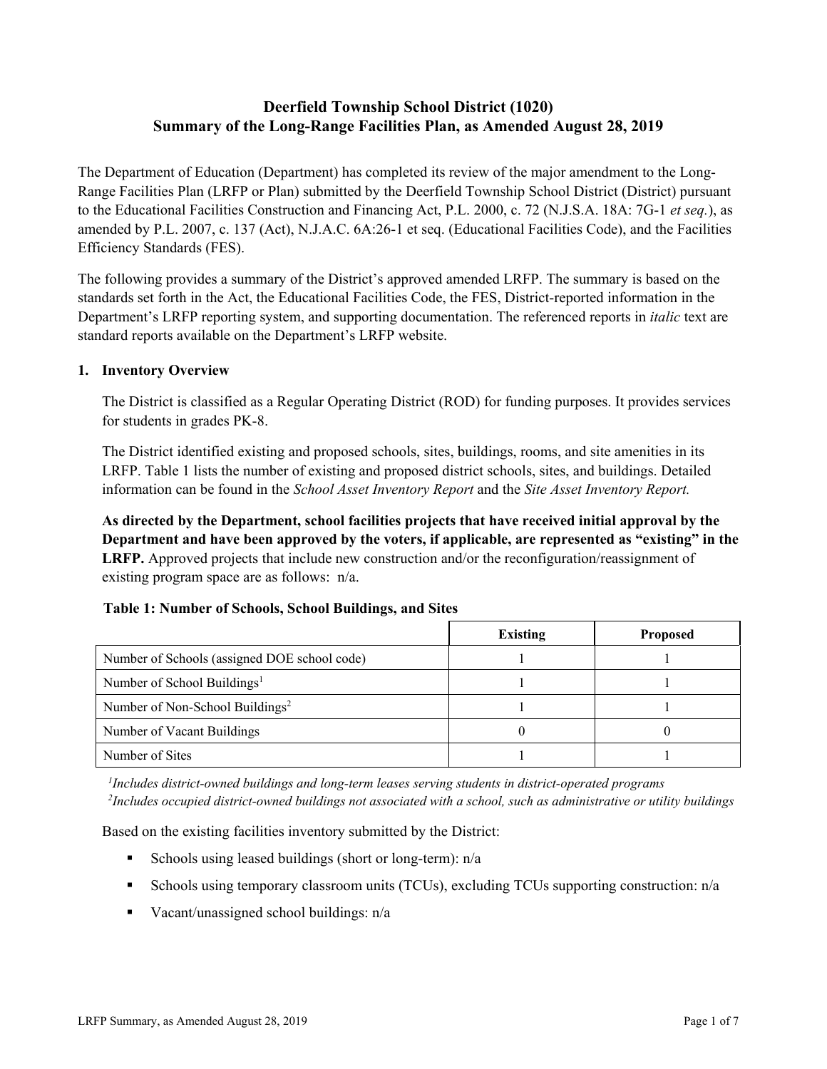# Deerfield Township School District (1020)
# Summary of the Long-Range Facilities Plan, as Amended August 28, 2019

The Department of Education (Department) has completed its review of the major amendment to the Long-Range Facilities Plan (LRFP or Plan) submitted by the Deerfield Township School District (District) pursuant to the Educational Facilities Construction and Financing Act, P.L. 2000, c. 72 (N.J.S.A. 18A: 7G-1 *et seq.*), as amended by P.L. 2007, c. 137 (Act), N.J.A.C. 6A:26-1 et seq. (Educational Facilities Code), and the Facilities Efficiency Standards (FES).

The following provides a summary of the District's approved amended LRFP. The summary is based on the standards set forth in the Act, the Educational Facilities Code, the FES, District-reported information in the Department's LRFP reporting system, and supporting documentation. The referenced reports in *italic* text are standard reports available on the Department's LRFP website.

## 1. Inventory Overview

The District is classified as a Regular Operating District (ROD) for funding purposes. It provides services for students in grades PK-8.

The District identified existing and proposed schools, sites, buildings, rooms, and site amenities in its LRFP. Table 1 lists the number of existing and proposed district schools, sites, and buildings. Detailed information can be found in the *School Asset Inventory Report* and the *Site Asset Inventory Report.*

**As directed by the Department, school facilities projects that have received initial approval by the Department and have been approved by the voters, if applicable, are represented as "existing" in the LRFP.** Approved projects that include new construction and/or the reconfiguration/reassignment of existing program space are as follows: n/a.

**Table 1: Number of Schools, School Buildings, and Sites**

| | Existing | Proposed |
|---|---|---|
| Number of Schools (assigned DOE school code) | 1 | 1 |
| Number of School Buildings[1] | 1 | 1 |
| Number of Non-School Buildings[2] | 1 | 1 |
| Number of Vacant Buildings | 0 | 0 |
| Number of Sites | 1 | 1 |

[1]*Includes district-owned buildings and long-term leases serving students in district-operated programs*
[2]*Includes occupied district-owned buildings not associated with a school, such as administrative or utility buildings*

Based on the existing facilities inventory submitted by the District:

- Schools using leased buildings (short or long-term): n/a
- Schools using temporary classroom units (TCUs), excluding TCUs supporting construction: n/a
- Vacant/unassigned school buildings: n/a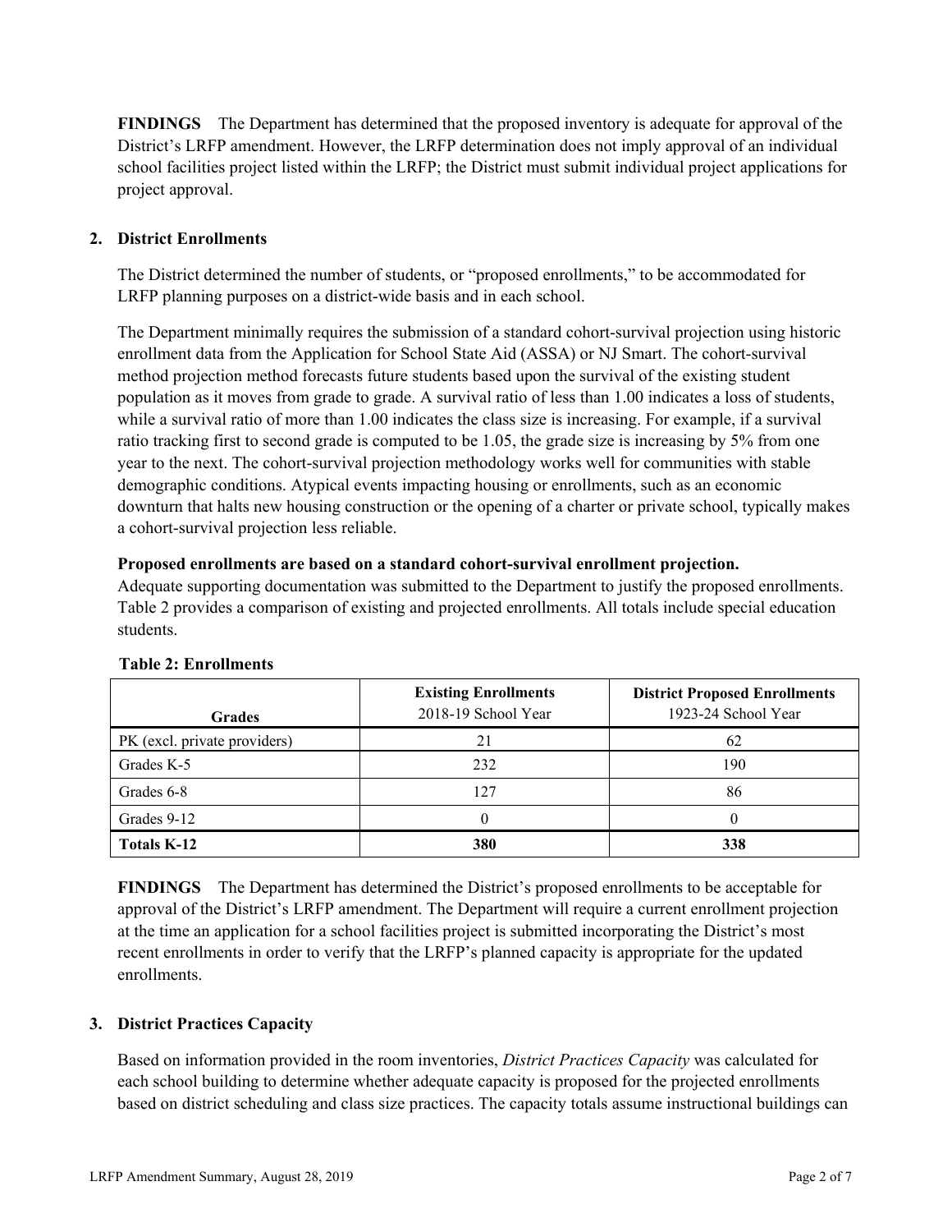**FINDINGS** The Department has determined that the proposed inventory is adequate for approval of the District's LRFP amendment. However, the LRFP determination does not imply approval of an individual school facilities project listed within the LRFP; the District must submit individual project applications for project approval.

## 2. District Enrollments

The District determined the number of students, or "proposed enrollments," to be accommodated for LRFP planning purposes on a district-wide basis and in each school.

The Department minimally requires the submission of a standard cohort-survival projection using historic enrollment data from the Application for School State Aid (ASSA) or NJ Smart. The cohort-survival method projection method forecasts future students based upon the survival of the existing student population as it moves from grade to grade. A survival ratio of less than 1.00 indicates a loss of students, while a survival ratio of more than 1.00 indicates the class size is increasing. For example, if a survival ratio tracking first to second grade is computed to be 1.05, the grade size is increasing by 5% from one year to the next. The cohort-survival projection methodology works well for communities with stable demographic conditions. Atypical events impacting housing or enrollments, such as an economic downturn that halts new housing construction or the opening of a charter or private school, typically makes a cohort-survival projection less reliable.

**Proposed enrollments are based on a standard cohort-survival enrollment projection.**
Adequate supporting documentation was submitted to the Department to justify the proposed enrollments. Table 2 provides a comparison of existing and projected enrollments. All totals include special education students.

**Table 2: Enrollments**

| Grades | **Existing Enrollments** 2018-19 School Year | **District Proposed Enrollments** 1923-24 School Year |
|---|---|---|
| PK (excl. private providers) | 21 | 62 |
| Grades K-5 | 232 | 190 |
| Grades 6-8 | 127 | 86 |
| Grades 9-12 | 0 | 0 |
| **Totals K-12** | **380** | **338** |

**FINDINGS** The Department has determined the District's proposed enrollments to be acceptable for approval of the District's LRFP amendment. The Department will require a current enrollment projection at the time an application for a school facilities project is submitted incorporating the District's most recent enrollments in order to verify that the LRFP's planned capacity is appropriate for the updated enrollments.

## 3. District Practices Capacity

Based on information provided in the room inventories, *District Practices Capacity* was calculated for each school building to determine whether adequate capacity is proposed for the projected enrollments based on district scheduling and class size practices. The capacity totals assume instructional buildings can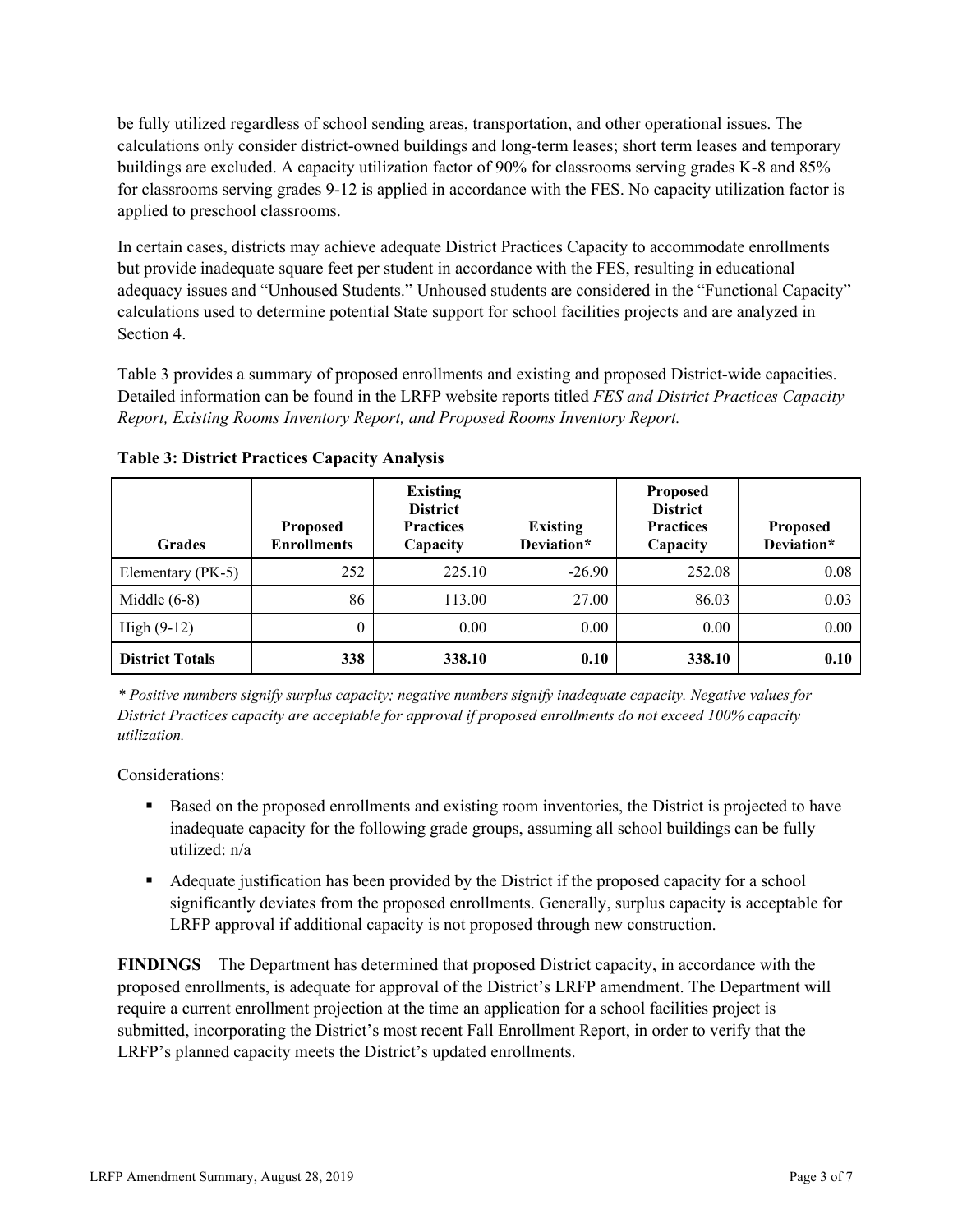be fully utilized regardless of school sending areas, transportation, and other operational issues. The calculations only consider district-owned buildings and long-term leases; short term leases and temporary buildings are excluded. A capacity utilization factor of 90% for classrooms serving grades K-8 and 85% for classrooms serving grades 9-12 is applied in accordance with the FES. No capacity utilization factor is applied to preschool classrooms.

In certain cases, districts may achieve adequate District Practices Capacity to accommodate enrollments but provide inadequate square feet per student in accordance with the FES, resulting in educational adequacy issues and "Unhoused Students." Unhoused students are considered in the "Functional Capacity" calculations used to determine potential State support for school facilities projects and are analyzed in Section 4.

Table 3 provides a summary of proposed enrollments and existing and proposed District-wide capacities. Detailed information can be found in the LRFP website reports titled *FES and District Practices Capacity Report, Existing Rooms Inventory Report, and Proposed Rooms Inventory Report.*

**Table 3: District Practices Capacity Analysis**

| Grades | Proposed Enrollments | Existing District Practices Capacity | Existing Deviation* | Proposed District Practices Capacity | Proposed Deviation* |
|---|---|---|---|---|---|
| Elementary (PK-5) | 252 | 225.10 | -26.90 | 252.08 | 0.08 |
| Middle (6-8) | 86 | 113.00 | 27.00 | 86.03 | 0.03 |
| High (9-12) | 0 | 0.00 | 0.00 | 0.00 | 0.00 |
| **District Totals** | **338** | **338.10** | **0.10** | **338.10** | **0.10** |

*\* Positive numbers signify surplus capacity; negative numbers signify inadequate capacity. Negative values for District Practices capacity are acceptable for approval if proposed enrollments do not exceed 100% capacity utilization.*

Considerations:

- Based on the proposed enrollments and existing room inventories, the District is projected to have inadequate capacity for the following grade groups, assuming all school buildings can be fully utilized: n/a
- Adequate justification has been provided by the District if the proposed capacity for a school significantly deviates from the proposed enrollments. Generally, surplus capacity is acceptable for LRFP approval if additional capacity is not proposed through new construction.

**FINDINGS** The Department has determined that proposed District capacity, in accordance with the proposed enrollments, is adequate for approval of the District's LRFP amendment. The Department will require a current enrollment projection at the time an application for a school facilities project is submitted, incorporating the District's most recent Fall Enrollment Report, in order to verify that the LRFP's planned capacity meets the District's updated enrollments.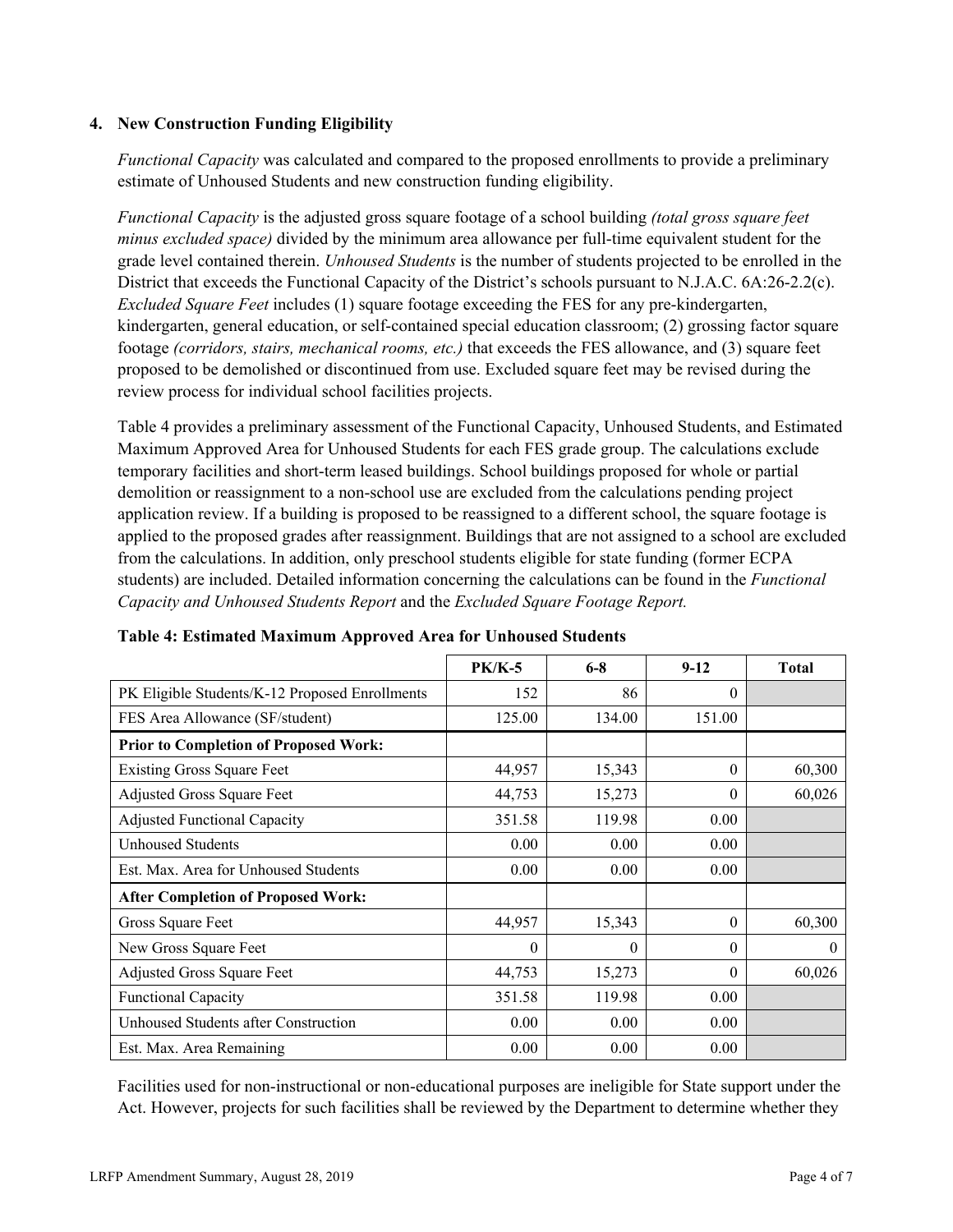### 4. New Construction Funding Eligibility

*Functional Capacity* was calculated and compared to the proposed enrollments to provide a preliminary estimate of Unhoused Students and new construction funding eligibility.

*Functional Capacity* is the adjusted gross square footage of a school building *(total gross square feet minus excluded space)* divided by the minimum area allowance per full-time equivalent student for the grade level contained therein. *Unhoused Students* is the number of students projected to be enrolled in the District that exceeds the Functional Capacity of the District's schools pursuant to N.J.A.C. 6A:26-2.2(c). *Excluded Square Feet* includes (1) square footage exceeding the FES for any pre-kindergarten, kindergarten, general education, or self-contained special education classroom; (2) grossing factor square footage *(corridors, stairs, mechanical rooms, etc.)* that exceeds the FES allowance, and (3) square feet proposed to be demolished or discontinued from use. Excluded square feet may be revised during the review process for individual school facilities projects.

Table 4 provides a preliminary assessment of the Functional Capacity, Unhoused Students, and Estimated Maximum Approved Area for Unhoused Students for each FES grade group. The calculations exclude temporary facilities and short-term leased buildings. School buildings proposed for whole or partial demolition or reassignment to a non-school use are excluded from the calculations pending project application review. If a building is proposed to be reassigned to a different school, the square footage is applied to the proposed grades after reassignment. Buildings that are not assigned to a school are excluded from the calculations. In addition, only preschool students eligible for state funding (former ECPA students) are included. Detailed information concerning the calculations can be found in the *Functional Capacity and Unhoused Students Report* and the *Excluded Square Footage Report.*

**Table 4: Estimated Maximum Approved Area for Unhoused Students**

| | PK/K-5 | 6-8 | 9-12 | Total |
|---|---|---|---|---|
| PK Eligible Students/K-12 Proposed Enrollments | 152 | 86 | 0 | |
| FES Area Allowance (SF/student) | 125.00 | 134.00 | 151.00 | |
| **Prior to Completion of Proposed Work:** | | | | |
| Existing Gross Square Feet | 44,957 | 15,343 | 0 | 60,300 |
| Adjusted Gross Square Feet | 44,753 | 15,273 | 0 | 60,026 |
| Adjusted Functional Capacity | 351.58 | 119.98 | 0.00 | |
| Unhoused Students | 0.00 | 0.00 | 0.00 | |
| Est. Max. Area for Unhoused Students | 0.00 | 0.00 | 0.00 | |
| **After Completion of Proposed Work:** | | | | |
| Gross Square Feet | 44,957 | 15,343 | 0 | 60,300 |
| New Gross Square Feet | 0 | 0 | 0 | 0 |
| Adjusted Gross Square Feet | 44,753 | 15,273 | 0 | 60,026 |
| Functional Capacity | 351.58 | 119.98 | 0.00 | |
| Unhoused Students after Construction | 0.00 | 0.00 | 0.00 | |
| Est. Max. Area Remaining | 0.00 | 0.00 | 0.00 | |

Facilities used for non-instructional or non-educational purposes are ineligible for State support under the Act. However, projects for such facilities shall be reviewed by the Department to determine whether they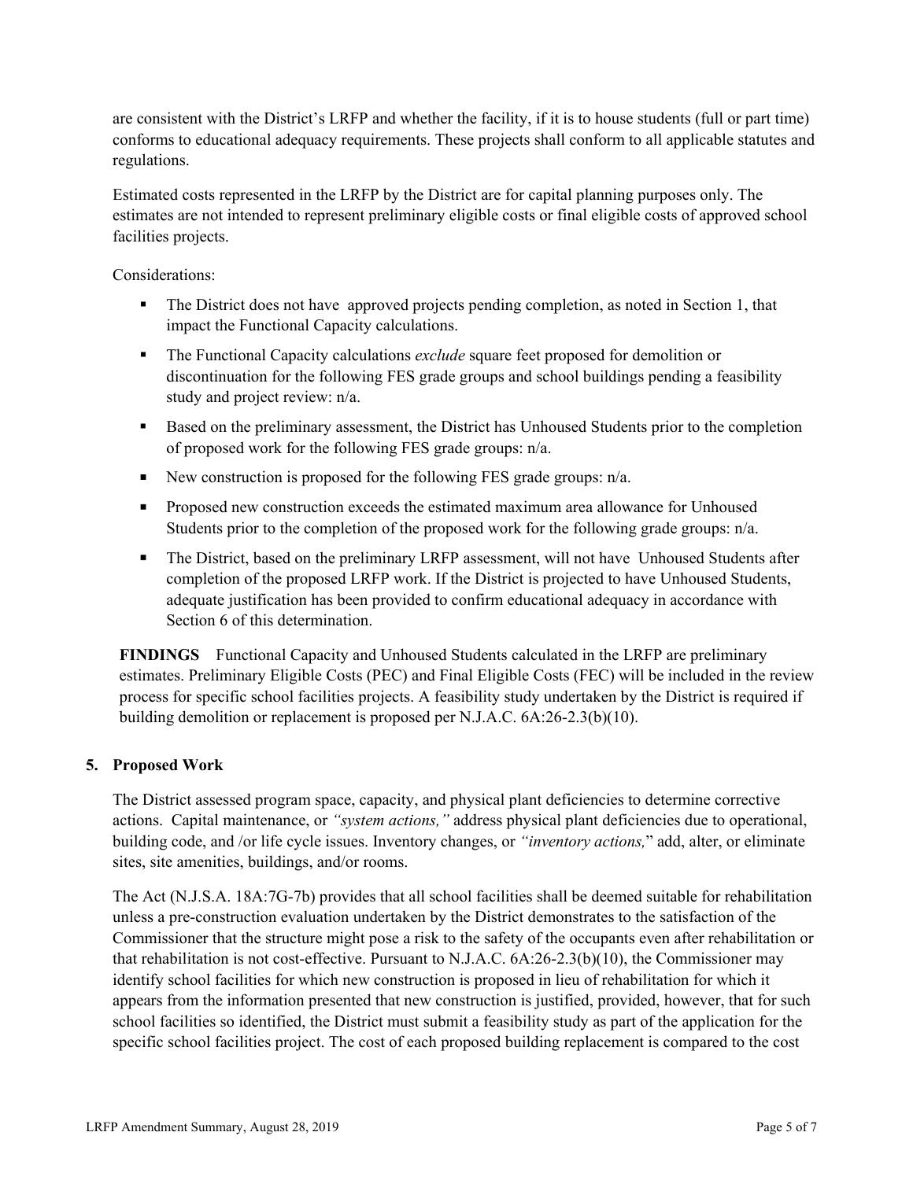are consistent with the District's LRFP and whether the facility, if it is to house students (full or part time) conforms to educational adequacy requirements. These projects shall conform to all applicable statutes and regulations.

Estimated costs represented in the LRFP by the District are for capital planning purposes only. The estimates are not intended to represent preliminary eligible costs or final eligible costs of approved school facilities projects.

Considerations:

- The District does not have approved projects pending completion, as noted in Section 1, that impact the Functional Capacity calculations.
- The Functional Capacity calculations *exclude* square feet proposed for demolition or discontinuation for the following FES grade groups and school buildings pending a feasibility study and project review: n/a.
- Based on the preliminary assessment, the District has Unhoused Students prior to the completion of proposed work for the following FES grade groups: n/a.
- New construction is proposed for the following FES grade groups: n/a.
- Proposed new construction exceeds the estimated maximum area allowance for Unhoused Students prior to the completion of the proposed work for the following grade groups: n/a.
- The District, based on the preliminary LRFP assessment, will not have Unhoused Students after completion of the proposed LRFP work. If the District is projected to have Unhoused Students, adequate justification has been provided to confirm educational adequacy in accordance with Section 6 of this determination.

**FINDINGS** Functional Capacity and Unhoused Students calculated in the LRFP are preliminary estimates. Preliminary Eligible Costs (PEC) and Final Eligible Costs (FEC) will be included in the review process for specific school facilities projects. A feasibility study undertaken by the District is required if building demolition or replacement is proposed per N.J.A.C. 6A:26-2.3(b)(10).

## 5. Proposed Work

The District assessed program space, capacity, and physical plant deficiencies to determine corrective actions. Capital maintenance, or *"system actions,"* address physical plant deficiencies due to operational, building code, and /or life cycle issues. Inventory changes, or *"inventory actions,"* add, alter, or eliminate sites, site amenities, buildings, and/or rooms.

The Act (N.J.S.A. 18A:7G-7b) provides that all school facilities shall be deemed suitable for rehabilitation unless a pre-construction evaluation undertaken by the District demonstrates to the satisfaction of the Commissioner that the structure might pose a risk to the safety of the occupants even after rehabilitation or that rehabilitation is not cost-effective. Pursuant to N.J.A.C. 6A:26-2.3(b)(10), the Commissioner may identify school facilities for which new construction is proposed in lieu of rehabilitation for which it appears from the information presented that new construction is justified, provided, however, that for such school facilities so identified, the District must submit a feasibility study as part of the application for the specific school facilities project. The cost of each proposed building replacement is compared to the cost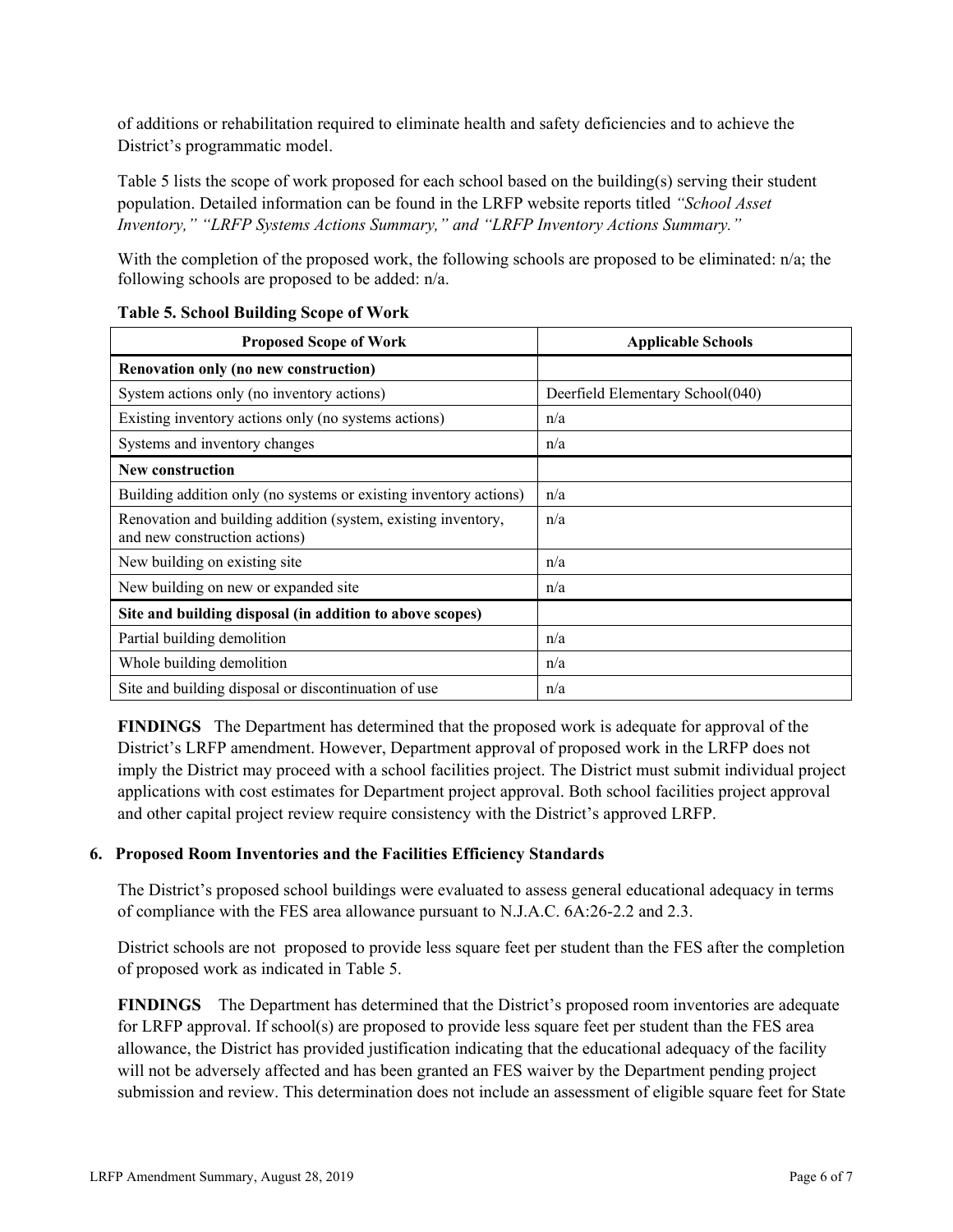of additions or rehabilitation required to eliminate health and safety deficiencies and to achieve the District's programmatic model.

Table 5 lists the scope of work proposed for each school based on the building(s) serving their student population. Detailed information can be found in the LRFP website reports titled *"School Asset Inventory," "LRFP Systems Actions Summary," and "LRFP Inventory Actions Summary."*

With the completion of the proposed work, the following schools are proposed to be eliminated: n/a; the following schools are proposed to be added: n/a.

**Table 5. School Building Scope of Work**

| Proposed Scope of Work | Applicable Schools |
|---|---|
| **Renovation only (no new construction)** | |
| System actions only (no inventory actions) | Deerfield Elementary School(040) |
| Existing inventory actions only (no systems actions) | n/a |
| Systems and inventory changes | n/a |
| **New construction** | |
| Building addition only (no systems or existing inventory actions) | n/a |
| Renovation and building addition (system, existing inventory, and new construction actions) | n/a |
| New building on existing site | n/a |
| New building on new or expanded site | n/a |
| **Site and building disposal (in addition to above scopes)** | |
| Partial building demolition | n/a |
| Whole building demolition | n/a |
| Site and building disposal or discontinuation of use | n/a |

**FINDINGS** The Department has determined that the proposed work is adequate for approval of the District's LRFP amendment. However, Department approval of proposed work in the LRFP does not imply the District may proceed with a school facilities project. The District must submit individual project applications with cost estimates for Department project approval. Both school facilities project approval and other capital project review require consistency with the District's approved LRFP.

## 6. Proposed Room Inventories and the Facilities Efficiency Standards

The District's proposed school buildings were evaluated to assess general educational adequacy in terms of compliance with the FES area allowance pursuant to N.J.A.C. 6A:26-2.2 and 2.3.

District schools are not proposed to provide less square feet per student than the FES after the completion of proposed work as indicated in Table 5.

**FINDINGS** The Department has determined that the District's proposed room inventories are adequate for LRFP approval. If school(s) are proposed to provide less square feet per student than the FES area allowance, the District has provided justification indicating that the educational adequacy of the facility will not be adversely affected and has been granted an FES waiver by the Department pending project submission and review. This determination does not include an assessment of eligible square feet for State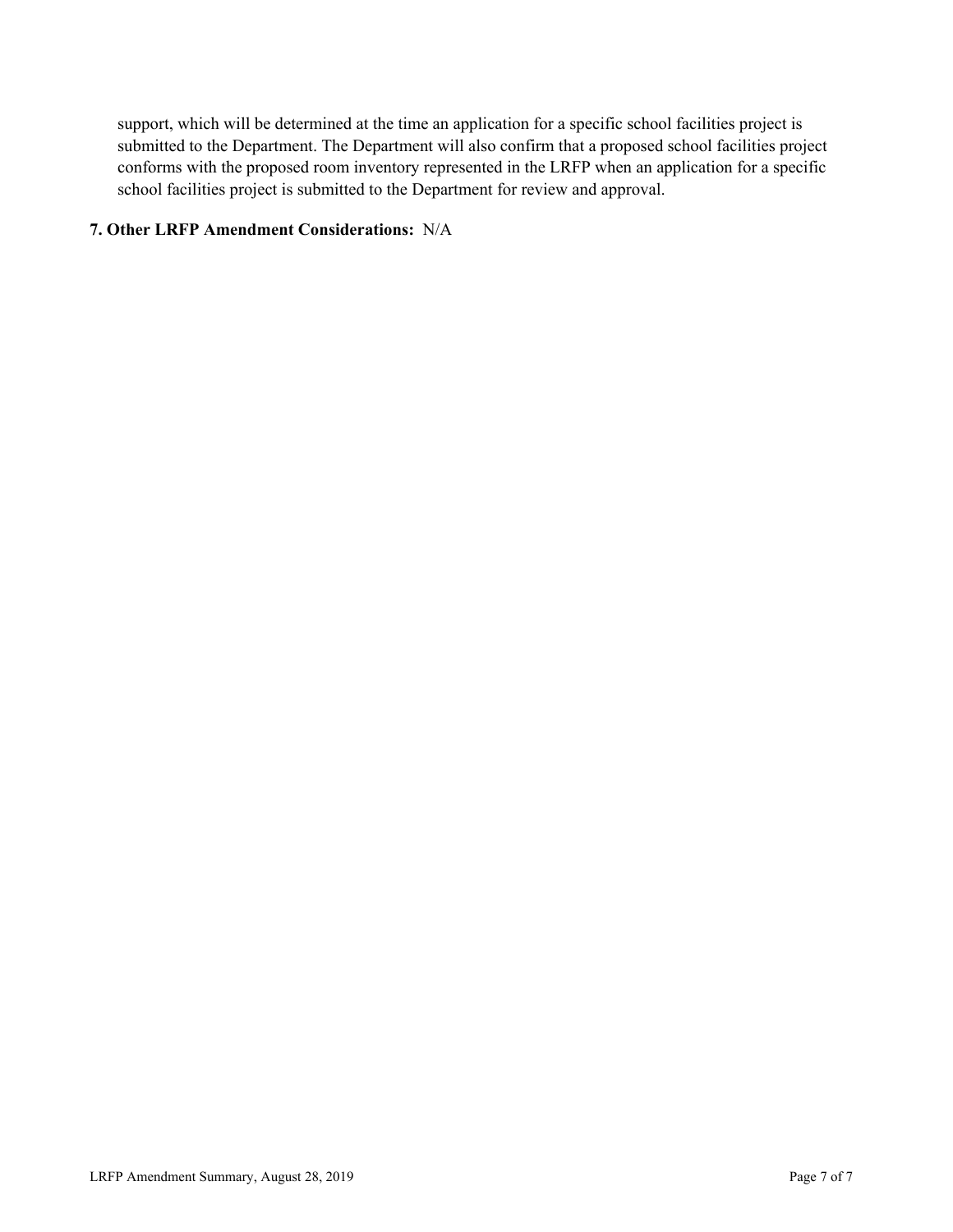support, which will be determined at the time an application for a specific school facilities project is submitted to the Department. The Department will also confirm that a proposed school facilities project conforms with the proposed room inventory represented in the LRFP when an application for a specific school facilities project is submitted to the Department for review and approval.

**7. Other LRFP Amendment Considerations:** N/A